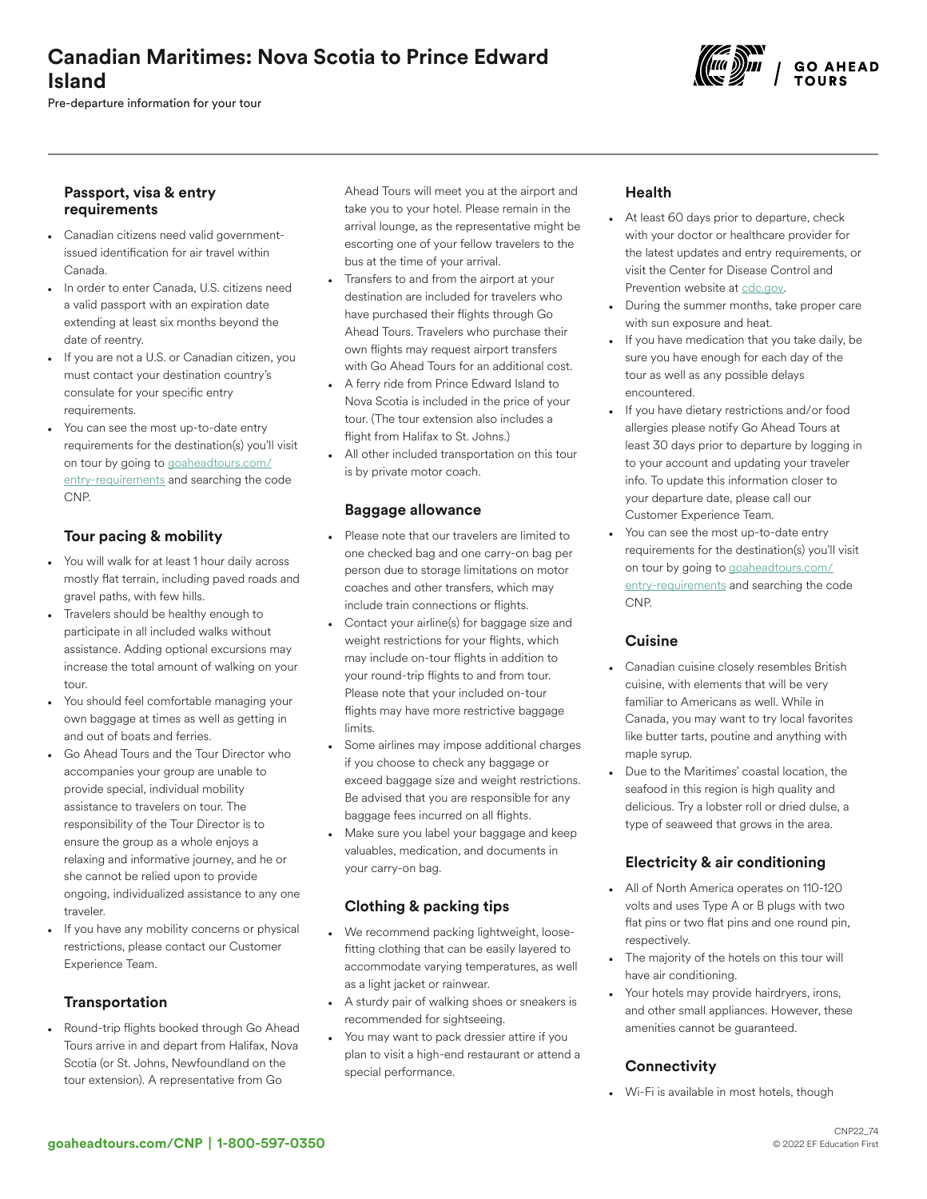# Canadian Maritimes: Nova Scotia to Prince Edward Island

Pre-departure information for your tour

### Passport, visa & entry requirements

- Canadian citizens need valid government-issued identification for air travel within Canada.
- In order to enter Canada, U.S. citizens need a valid passport with an expiration date extending at least six months beyond the date of reentry.
- If you are not a U.S. or Canadian citizen, you must contact your destination country's consulate for your specific entry requirements.
- You can see the most up-to-date entry requirements for the destination(s) you'll visit on tour by going to goaheadtours.com/entry-requirements and searching the code CNP.

### Tour pacing & mobility

- You will walk for at least 1 hour daily across mostly flat terrain, including paved roads and gravel paths, with few hills.
- Travelers should be healthy enough to participate in all included walks without assistance. Adding optional excursions may increase the total amount of walking on your tour.
- You should feel comfortable managing your own baggage at times as well as getting in and out of boats and ferries.
- Go Ahead Tours and the Tour Director who accompanies your group are unable to provide special, individual mobility assistance to travelers on tour. The responsibility of the Tour Director is to ensure the group as a whole enjoys a relaxing and informative journey, and he or she cannot be relied upon to provide ongoing, individualized assistance to any one traveler.
- If you have any mobility concerns or physical restrictions, please contact our Customer Experience Team.

### Transportation

- Round-trip flights booked through Go Ahead Tours arrive in and depart from Halifax, Nova Scotia (or St. Johns, Newfoundland on the tour extension). A representative from Go Ahead Tours will meet you at the airport and take you to your hotel. Please remain in the arrival lounge, as the representative might be escorting one of your fellow travelers to the bus at the time of your arrival.
- Transfers to and from the airport at your destination are included for travelers who have purchased their flights through Go Ahead Tours. Travelers who purchase their own flights may request airport transfers with Go Ahead Tours for an additional cost.
- A ferry ride from Prince Edward Island to Nova Scotia is included in the price of your tour. (The tour extension also includes a flight from Halifax to St. Johns.)
- All other included transportation on this tour is by private motor coach.

### Baggage allowance

- Please note that our travelers are limited to one checked bag and one carry-on bag per person due to storage limitations on motor coaches and other transfers, which may include train connections or flights.
- Contact your airline(s) for baggage size and weight restrictions for your flights, which may include on-tour flights in addition to your round-trip flights to and from tour. Please note that your included on-tour flights may have more restrictive baggage limits.
- Some airlines may impose additional charges if you choose to check any baggage or exceed baggage size and weight restrictions. Be advised that you are responsible for any baggage fees incurred on all flights.
- Make sure you label your baggage and keep valuables, medication, and documents in your carry-on bag.

### Clothing & packing tips

- We recommend packing lightweight, loose-fitting clothing that can be easily layered to accommodate varying temperatures, as well as a light jacket or rainwear.
- A sturdy pair of walking shoes or sneakers is recommended for sightseeing.
- You may want to pack dressier attire if you plan to visit a high-end restaurant or attend a special performance.

### Health

- At least 60 days prior to departure, check with your doctor or healthcare provider for the latest updates and entry requirements, or visit the Center for Disease Control and Prevention website at cdc.gov.
- During the summer months, take proper care with sun exposure and heat.
- If you have medication that you take daily, be sure you have enough for each day of the tour as well as any possible delays encountered.
- If you have dietary restrictions and/or food allergies please notify Go Ahead Tours at least 30 days prior to departure by logging in to your account and updating your traveler info. To update this information closer to your departure date, please call our Customer Experience Team.
- You can see the most up-to-date entry requirements for the destination(s) you'll visit on tour by going to goaheadtours.com/entry-requirements and searching the code CNP.

### Cuisine

- Canadian cuisine closely resembles British cuisine, with elements that will be very familiar to Americans as well. While in Canada, you may want to try local favorites like butter tarts, poutine and anything with maple syrup.
- Due to the Maritimes' coastal location, the seafood in this region is high quality and delicious. Try a lobster roll or dried dulse, a type of seaweed that grows in the area.

### Electricity & air conditioning

- All of North America operates on 110-120 volts and uses Type A or B plugs with two flat pins or two flat pins and one round pin, respectively.
- The majority of the hotels on this tour will have air conditioning.
- Your hotels may provide hairdryers, irons, and other small appliances. However, these amenities cannot be guaranteed.

### Connectivity

- Wi-Fi is available in most hotels, though

**goaheadtours.com/CNP | 1-800-597-0350**

CNP22_74
© 2022 EF Education First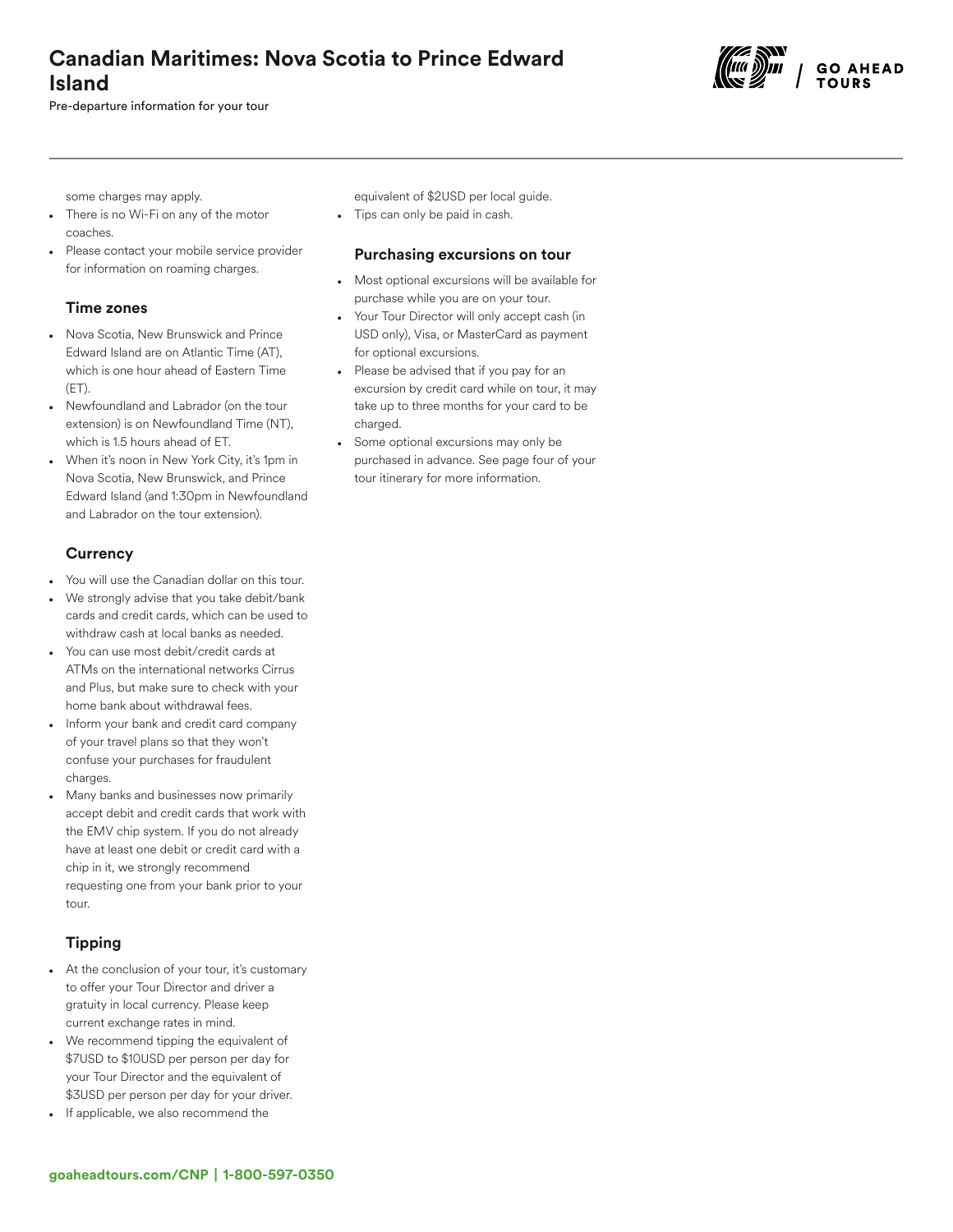some charges may apply.

- There is no Wi-Fi on any of the motor coaches.
- Please contact your mobile service provider for information on roaming charges.

### Time zones

- Nova Scotia, New Brunswick and Prince Edward Island are on Atlantic Time (AT), which is one hour ahead of Eastern Time (ET).
- Newfoundland and Labrador (on the tour extension) is on Newfoundland Time (NT), which is 1.5 hours ahead of ET.
- When it's noon in New York City, it's 1pm in Nova Scotia, New Brunswick, and Prince Edward Island (and 1:30pm in Newfoundland and Labrador on the tour extension).

### Currency

- You will use the Canadian dollar on this tour.
- We strongly advise that you take debit/bank cards and credit cards, which can be used to withdraw cash at local banks as needed.
- You can use most debit/credit cards at ATMs on the international networks Cirrus and Plus, but make sure to check with your home bank about withdrawal fees.
- Inform your bank and credit card company of your travel plans so that they won't confuse your purchases for fraudulent charges.
- Many banks and businesses now primarily accept debit and credit cards that work with the EMV chip system. If you do not already have at least one debit or credit card with a chip in it, we strongly recommend requesting one from your bank prior to your tour.

### Tipping

- At the conclusion of your tour, it's customary to offer your Tour Director and driver a gratuity in local currency. Please keep current exchange rates in mind.
- We recommend tipping the equivalent of $7USD to $10USD per person per day for your Tour Director and the equivalent of $3USD per person per day for your driver.
- If applicable, we also recommend the equivalent of $2USD per local guide.
- Tips can only be paid in cash.

### Purchasing excursions on tour

- Most optional excursions will be available for purchase while you are on your tour.
- Your Tour Director will only accept cash (in USD only), Visa, or MasterCard as payment for optional excursions.
- Please be advised that if you pay for an excursion by credit card while on tour, it may take up to three months for your card to be charged.
- Some optional excursions may only be purchased in advance. See page four of your tour itinerary for more information.